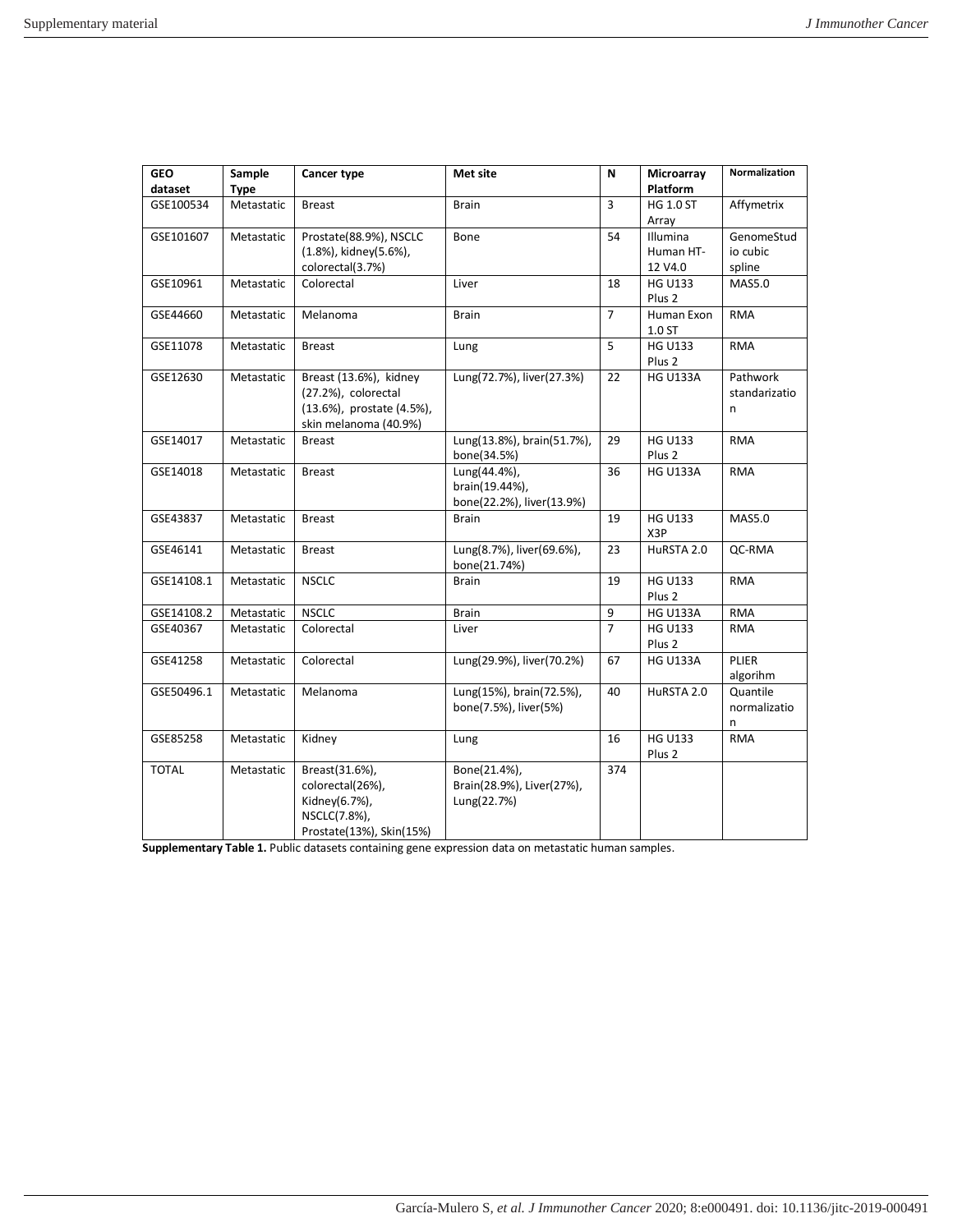| GEO dataset | Sample Type | Cancer type | Met site | N | Microarray Platform | Normalization |
|---|---|---|---|---|---|---|
| GSE100534 | Metastatic | Breast | Brain | 3 | HG 1.0 ST Array | Affymetrix |
| GSE101607 | Metastatic | Prostate(88.9%), NSCLC (1.8%), kidney(5.6%), colorectal(3.7%) | Bone | 54 | Illumina Human HT-12 V4.0 | GenomeStudio cubic spline |
| GSE10961 | Metastatic | Colorectal | Liver | 18 | HG U133 Plus 2 | MAS5.0 |
| GSE44660 | Metastatic | Melanoma | Brain | 7 | Human Exon 1.0 ST | RMA |
| GSE11078 | Metastatic | Breast | Lung | 5 | HG U133 Plus 2 | RMA |
| GSE12630 | Metastatic | Breast (13.6%), kidney (27.2%), colorectal (13.6%), prostate (4.5%), skin melanoma (40.9%) | Lung(72.7%), liver(27.3%) | 22 | HG U133A | Pathwork standarization |
| GSE14017 | Metastatic | Breast | Lung(13.8%), brain(51.7%), bone(34.5%) | 29 | HG U133 Plus 2 | RMA |
| GSE14018 | Metastatic | Breast | Lung(44.4%), brain(19.44%), bone(22.2%), liver(13.9%) | 36 | HG U133A | RMA |
| GSE43837 | Metastatic | Breast | Brain | 19 | HG U133 X3P | MAS5.0 |
| GSE46141 | Metastatic | Breast | Lung(8.7%), liver(69.6%), bone(21.74%) | 23 | HuRSTA 2.0 | QC-RMA |
| GSE14108.1 | Metastatic | NSCLC | Brain | 19 | HG U133 Plus 2 | RMA |
| GSE14108.2 | Metastatic | NSCLC | Brain | 9 | HG U133A | RMA |
| GSE40367 | Metastatic | Colorectal | Liver | 7 | HG U133 Plus 2 | RMA |
| GSE41258 | Metastatic | Colorectal | Lung(29.9%), liver(70.2%) | 67 | HG U133A | PLIER algorihm |
| GSE50496.1 | Metastatic | Melanoma | Lung(15%), brain(72.5%), bone(7.5%), liver(5%) | 40 | HuRSTA 2.0 | Quantile normalization |
| GSE85258 | Metastatic | Kidney | Lung | 16 | HG U133 Plus 2 | RMA |
| TOTAL | Metastatic | Breast(31.6%), colorectal(26%), Kidney(6.7%), NSCLC(7.8%), Prostate(13%), Skin(15%) | Bone(21.4%), Brain(28.9%), Liver(27%), Lung(22.7%) | 374 | | |

**Supplementary Table 1.** Public datasets containing gene expression data on metastatic human samples.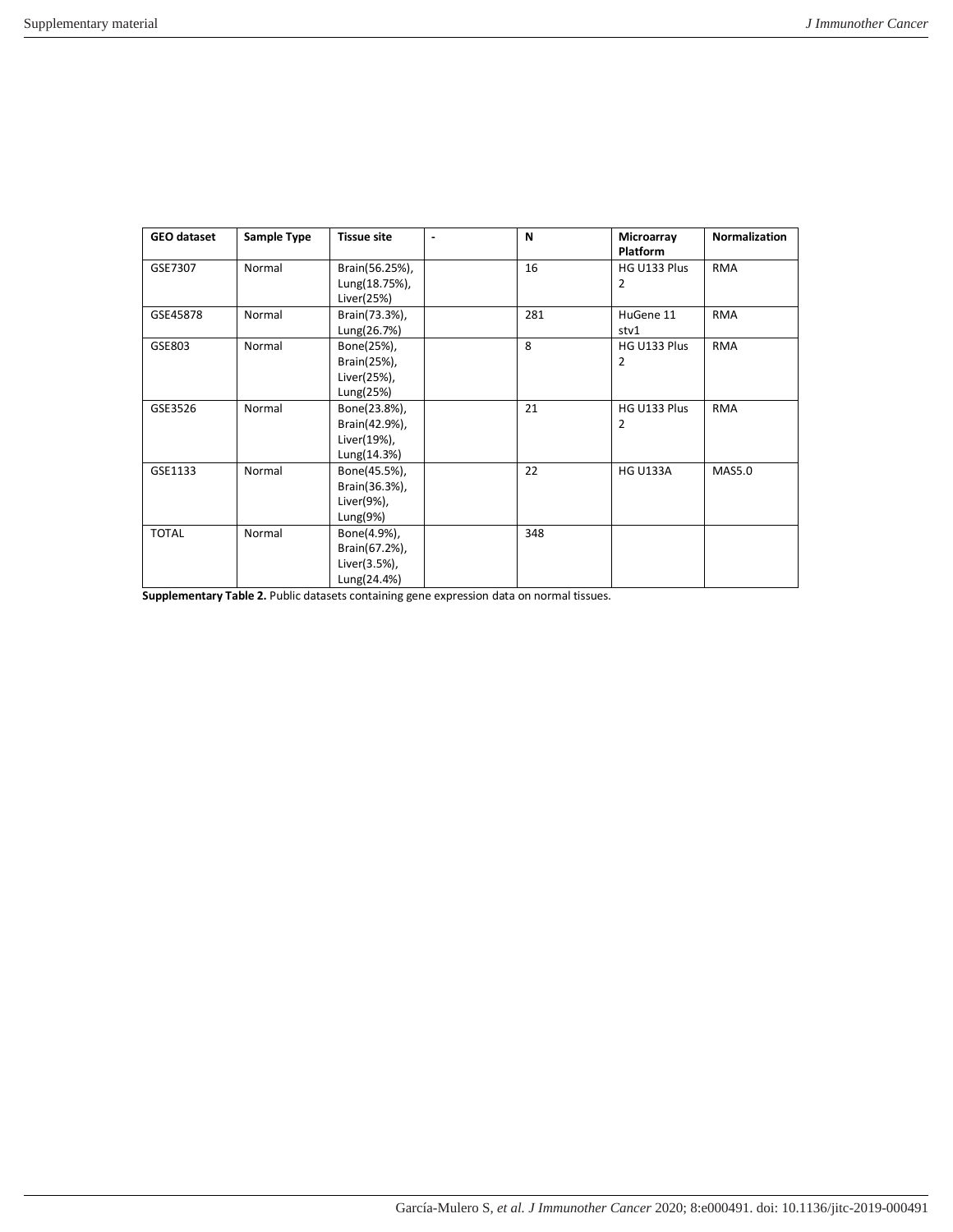| GEO dataset | Sample Type | Tissue site | - | N | Microarray Platform | Normalization |
|---|---|---|---|---|---|---|
| GSE7307 | Normal | Brain(56.25%), Lung(18.75%), Liver(25%) | | 16 | HG U133 Plus 2 | RMA |
| GSE45878 | Normal | Brain(73.3%), Lung(26.7%) | | 281 | HuGene 11 stv1 | RMA |
| GSE803 | Normal | Bone(25%), Brain(25%), Liver(25%), Lung(25%) | | 8 | HG U133 Plus 2 | RMA |
| GSE3526 | Normal | Bone(23.8%), Brain(42.9%), Liver(19%), Lung(14.3%) | | 21 | HG U133 Plus 2 | RMA |
| GSE1133 | Normal | Bone(45.5%), Brain(36.3%), Liver(9%), Lung(9%) | | 22 | HG U133A | MAS5.0 |
| TOTAL | Normal | Bone(4.9%), Brain(67.2%), Liver(3.5%), Lung(24.4%) | | 348 | | |

**Supplementary Table 2.** Public datasets containing gene expression data on normal tissues.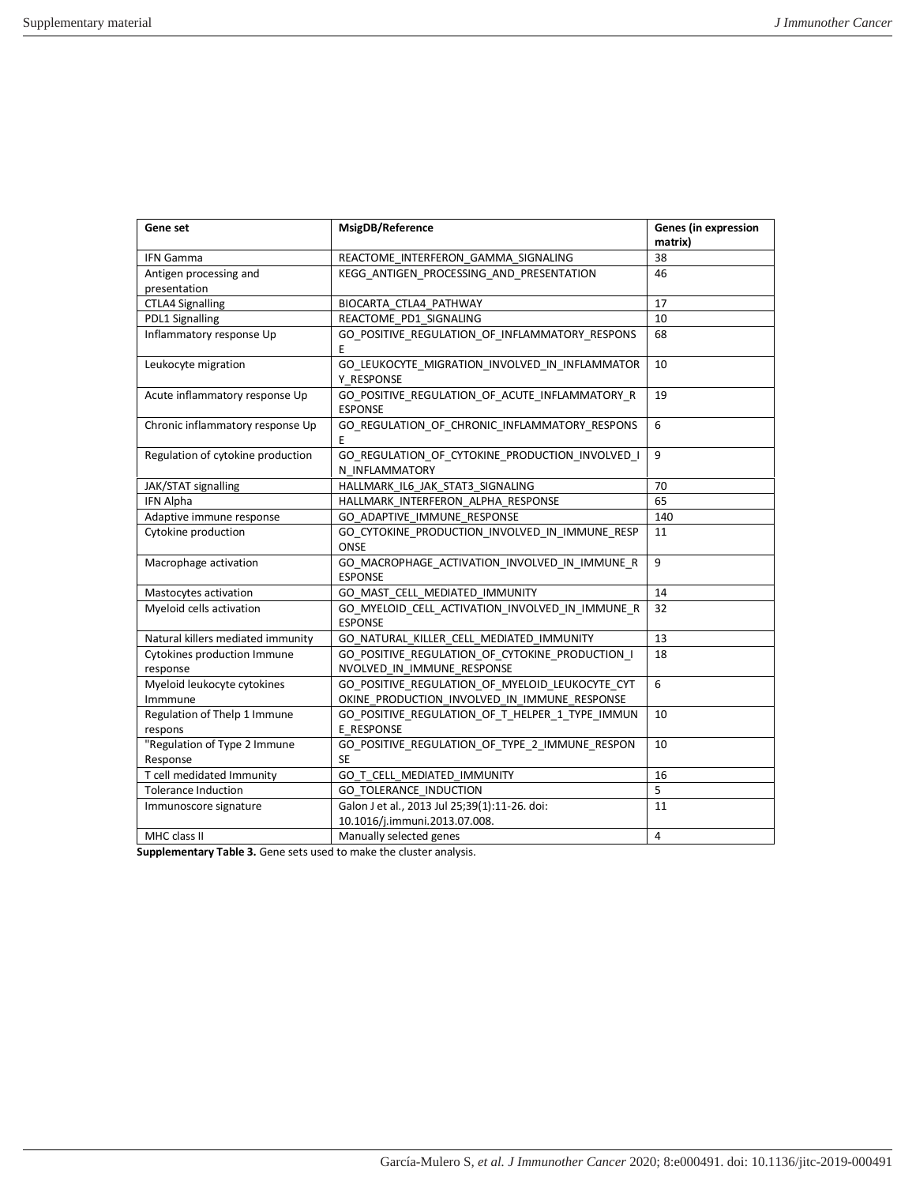| Gene set | MsigDB/Reference | Genes (in expression matrix) |
|---|---|---|
| IFN Gamma | REACTOME_INTERFERON_GAMMA_SIGNALING | 38 |
| Antigen processing and presentation | KEGG_ANTIGEN_PROCESSING_AND_PRESENTATION | 46 |
| CTLA4 Signalling | BIOCARTA_CTLA4_PATHWAY | 17 |
| PDL1 Signalling | REACTOME_PD1_SIGNALING | 10 |
| Inflammatory response Up | GO_POSITIVE_REGULATION_OF_INFLAMMATORY_RESPONSE | 68 |
| Leukocyte migration | GO_LEUKOCYTE_MIGRATION_INVOLVED_IN_INFLAMMATORY_RESPONSE | 10 |
| Acute inflammatory response Up | GO_POSITIVE_REGULATION_OF_ACUTE_INFLAMMATORY_RESPONSE | 19 |
| Chronic inflammatory response Up | GO_REGULATION_OF_CHRONIC_INFLAMMATORY_RESPONSE | 6 |
| Regulation of cytokine production | GO_REGULATION_OF_CYTOKINE_PRODUCTION_INVOLVED_IN_INFLAMMATORY | 9 |
| JAK/STAT signalling | HALLMARK_IL6_JAK_STAT3_SIGNALING | 70 |
| IFN Alpha | HALLMARK_INTERFERON_ALPHA_RESPONSE | 65 |
| Adaptive immune response | GO_ADAPTIVE_IMMUNE_RESPONSE | 140 |
| Cytokine production | GO_CYTOKINE_PRODUCTION_INVOLVED_IN_IMMUNE_RESPONSE | 11 |
| Macrophage activation | GO_MACROPHAGE_ACTIVATION_INVOLVED_IN_IMMUNE_RESPONSE | 9 |
| Mastocytes activation | GO_MAST_CELL_MEDIATED_IMMUNITY | 14 |
| Myeloid cells activation | GO_MYELOID_CELL_ACTIVATION_INVOLVED_IN_IMMUNE_RESPONSE | 32 |
| Natural killers mediated immunity | GO_NATURAL_KILLER_CELL_MEDIATED_IMMUNITY | 13 |
| Cytokines production Immune response | GO_POSITIVE_REGULATION_OF_CYTOKINE_PRODUCTION_INVOLVED_IN_IMMUNE_RESPONSE | 18 |
| Myeloid leukocyte cytokines Immmune | GO_POSITIVE_REGULATION_OF_MYELOID_LEUKOCYTE_CYTOKINE_PRODUCTION_INVOLVED_IN_IMMUNE_RESPONSE | 6 |
| Regulation of Thelp 1 Immune respons | GO_POSITIVE_REGULATION_OF_T_HELPER_1_TYPE_IMMUNE_RESPONSE | 10 |
| "Regulation of Type 2 Immune Response | GO_POSITIVE_REGULATION_OF_TYPE_2_IMMUNE_RESPONSE | 10 |
| T cell medidated Immunity | GO_T_CELL_MEDIATED_IMMUNITY | 16 |
| Tolerance Induction | GO_TOLERANCE_INDUCTION | 5 |
| Immunoscore signature | Galon J et al., 2013 Jul 25;39(1):11-26. doi: 10.1016/j.immuni.2013.07.008. | 11 |
| MHC class II | Manually selected genes | 4 |

**Supplementary Table 3.** Gene sets used to make the cluster analysis.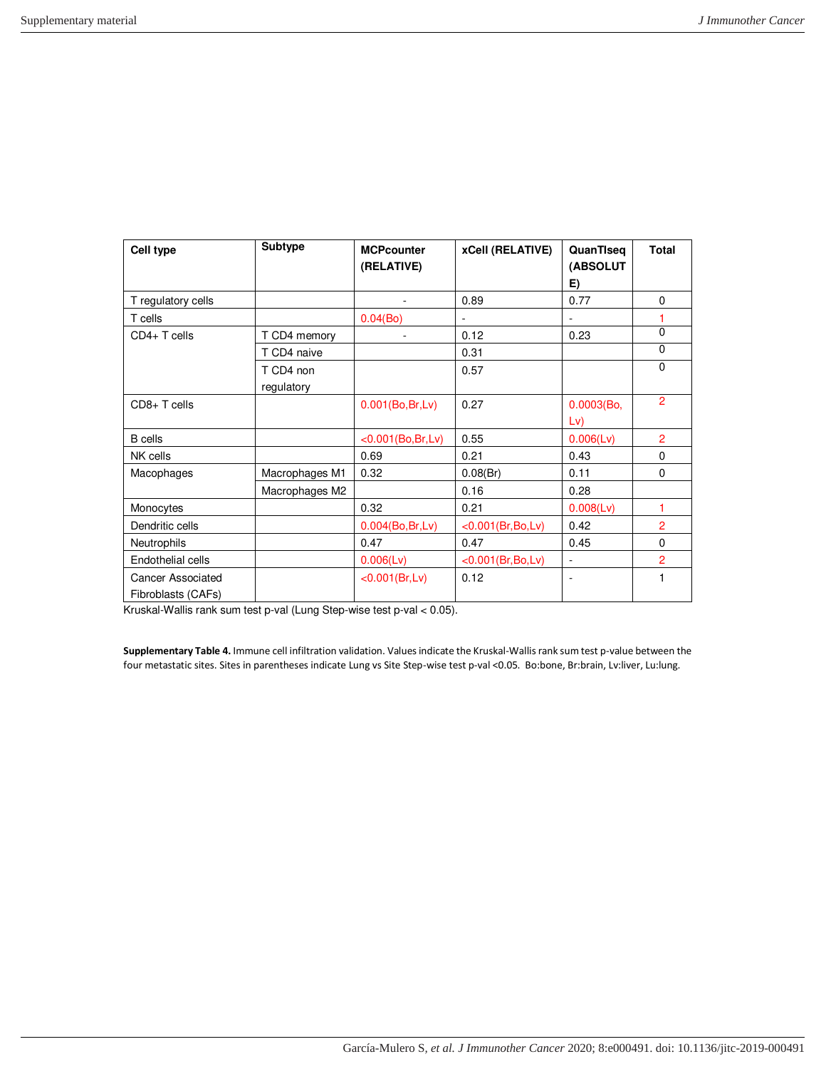| Cell type | Subtype | MCPcounter (RELATIVE) | xCell (RELATIVE) | QuanTIseq (ABSOLUTE) | Total |
|---|---|---|---|---|---|
| T regulatory cells | | - | 0.89 | 0.77 | 0 |
| T cells | | 0.04(Bo) | - | - | 1 |
| CD4+ T cells | T CD4 memory | - | 0.12 | 0.23 | 0 |
| | T CD4 naive | | 0.31 | | 0 |
| | T CD4 non regulatory | | 0.57 | | 0 |
| CD8+ T cells | | 0.001(Bo,Br,Lv) | 0.27 | 0.0003(Bo, Lv) | 2 |
| B cells | | <0.001(Bo,Br,Lv) | 0.55 | 0.006(Lv) | 2 |
| NK cells | | 0.69 | 0.21 | 0.43 | 0 |
| Macophages | Macrophages M1 | 0.32 | 0.08(Br) | 0.11 | 0 |
| | Macrophages M2 | | 0.16 | 0.28 | |
| Monocytes | | 0.32 | 0.21 | 0.008(Lv) | 1 |
| Dendritic cells | | 0.004(Bo,Br,Lv) | <0.001(Br,Bo,Lv) | 0.42 | 2 |
| Neutrophils | | 0.47 | 0.47 | 0.45 | 0 |
| Endothelial cells | | 0.006(Lv) | <0.001(Br,Bo,Lv) | - | 2 |
| Cancer Associated Fibroblasts (CAFs) | | <0.001(Br,Lv) | 0.12 | - | 1 |

Kruskal-Wallis rank sum test p-val (Lung Step-wise test p-val < 0.05).

**Supplementary Table 4.** Immune cell infiltration validation. Values indicate the Kruskal-Wallis rank sum test p-value between the four metastatic sites. Sites in parentheses indicate Lung vs Site Step-wise test p-val <0.05. Bo:bone, Br:brain, Lv:liver, Lu:lung.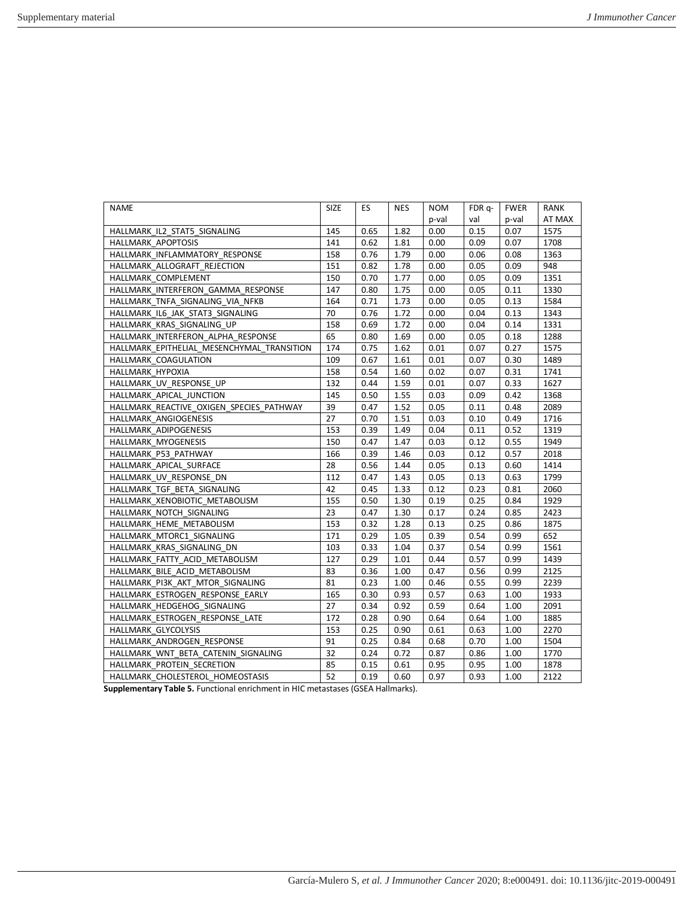| NAME | SIZE | ES | NES | NOM p-val | FDR q-val | FWER p-val | RANK AT MAX |
|---|---|---|---|---|---|---|---|
| HALLMARK_IL2_STAT5_SIGNALING | 145 | 0.65 | 1.82 | 0.00 | 0.15 | 0.07 | 1575 |
| HALLMARK_APOPTOSIS | 141 | 0.62 | 1.81 | 0.00 | 0.09 | 0.07 | 1708 |
| HALLMARK_INFLAMMATORY_RESPONSE | 158 | 0.76 | 1.79 | 0.00 | 0.06 | 0.08 | 1363 |
| HALLMARK_ALLOGRAFT_REJECTION | 151 | 0.82 | 1.78 | 0.00 | 0.05 | 0.09 | 948 |
| HALLMARK_COMPLEMENT | 150 | 0.70 | 1.77 | 0.00 | 0.05 | 0.09 | 1351 |
| HALLMARK_INTERFERON_GAMMA_RESPONSE | 147 | 0.80 | 1.75 | 0.00 | 0.05 | 0.11 | 1330 |
| HALLMARK_TNFA_SIGNALING_VIA_NFKB | 164 | 0.71 | 1.73 | 0.00 | 0.05 | 0.13 | 1584 |
| HALLMARK_IL6_JAK_STAT3_SIGNALING | 70 | 0.76 | 1.72 | 0.00 | 0.04 | 0.13 | 1343 |
| HALLMARK_KRAS_SIGNALING_UP | 158 | 0.69 | 1.72 | 0.00 | 0.04 | 0.14 | 1331 |
| HALLMARK_INTERFERON_ALPHA_RESPONSE | 65 | 0.80 | 1.69 | 0.00 | 0.05 | 0.18 | 1288 |
| HALLMARK_EPITHELIAL_MESENCHYMAL_TRANSITION | 174 | 0.75 | 1.62 | 0.01 | 0.07 | 0.27 | 1575 |
| HALLMARK_COAGULATION | 109 | 0.67 | 1.61 | 0.01 | 0.07 | 0.30 | 1489 |
| HALLMARK_HYPOXIA | 158 | 0.54 | 1.60 | 0.02 | 0.07 | 0.31 | 1741 |
| HALLMARK_UV_RESPONSE_UP | 132 | 0.44 | 1.59 | 0.01 | 0.07 | 0.33 | 1627 |
| HALLMARK_APICAL_JUNCTION | 145 | 0.50 | 1.55 | 0.03 | 0.09 | 0.42 | 1368 |
| HALLMARK_REACTIVE_OXIGEN_SPECIES_PATHWAY | 39 | 0.47 | 1.52 | 0.05 | 0.11 | 0.48 | 2089 |
| HALLMARK_ANGIOGENESIS | 27 | 0.70 | 1.51 | 0.03 | 0.10 | 0.49 | 1716 |
| HALLMARK_ADIPOGENESIS | 153 | 0.39 | 1.49 | 0.04 | 0.11 | 0.52 | 1319 |
| HALLMARK_MYOGENESIS | 150 | 0.47 | 1.47 | 0.03 | 0.12 | 0.55 | 1949 |
| HALLMARK_P53_PATHWAY | 166 | 0.39 | 1.46 | 0.03 | 0.12 | 0.57 | 2018 |
| HALLMARK_APICAL_SURFACE | 28 | 0.56 | 1.44 | 0.05 | 0.13 | 0.60 | 1414 |
| HALLMARK_UV_RESPONSE_DN | 112 | 0.47 | 1.43 | 0.05 | 0.13 | 0.63 | 1799 |
| HALLMARK_TGF_BETA_SIGNALING | 42 | 0.45 | 1.33 | 0.12 | 0.23 | 0.81 | 2060 |
| HALLMARK_XENOBIOTIC_METABOLISM | 155 | 0.50 | 1.30 | 0.19 | 0.25 | 0.84 | 1929 |
| HALLMARK_NOTCH_SIGNALING | 23 | 0.47 | 1.30 | 0.17 | 0.24 | 0.85 | 2423 |
| HALLMARK_HEME_METABOLISM | 153 | 0.32 | 1.28 | 0.13 | 0.25 | 0.86 | 1875 |
| HALLMARK_MTORC1_SIGNALING | 171 | 0.29 | 1.05 | 0.39 | 0.54 | 0.99 | 652 |
| HALLMARK_KRAS_SIGNALING_DN | 103 | 0.33 | 1.04 | 0.37 | 0.54 | 0.99 | 1561 |
| HALLMARK_FATTY_ACID_METABOLISM | 127 | 0.29 | 1.01 | 0.44 | 0.57 | 0.99 | 1439 |
| HALLMARK_BILE_ACID_METABOLISM | 83 | 0.36 | 1.00 | 0.47 | 0.56 | 0.99 | 2125 |
| HALLMARK_PI3K_AKT_MTOR_SIGNALING | 81 | 0.23 | 1.00 | 0.46 | 0.55 | 0.99 | 2239 |
| HALLMARK_ESTROGEN_RESPONSE_EARLY | 165 | 0.30 | 0.93 | 0.57 | 0.63 | 1.00 | 1933 |
| HALLMARK_HEDGEHOG_SIGNALING | 27 | 0.34 | 0.92 | 0.59 | 0.64 | 1.00 | 2091 |
| HALLMARK_ESTROGEN_RESPONSE_LATE | 172 | 0.28 | 0.90 | 0.64 | 0.64 | 1.00 | 1885 |
| HALLMARK_GLYCOLYSIS | 153 | 0.25 | 0.90 | 0.61 | 0.63 | 1.00 | 2270 |
| HALLMARK_ANDROGEN_RESPONSE | 91 | 0.25 | 0.84 | 0.68 | 0.70 | 1.00 | 1504 |
| HALLMARK_WNT_BETA_CATENIN_SIGNALING | 32 | 0.24 | 0.72 | 0.87 | 0.86 | 1.00 | 1770 |
| HALLMARK_PROTEIN_SECRETION | 85 | 0.15 | 0.61 | 0.95 | 0.95 | 1.00 | 1878 |
| HALLMARK_CHOLESTEROL_HOMEOSTASIS | 52 | 0.19 | 0.60 | 0.97 | 0.93 | 1.00 | 2122 |

**Supplementary Table 5.** Functional enrichment in HIC metastases (GSEA Hallmarks).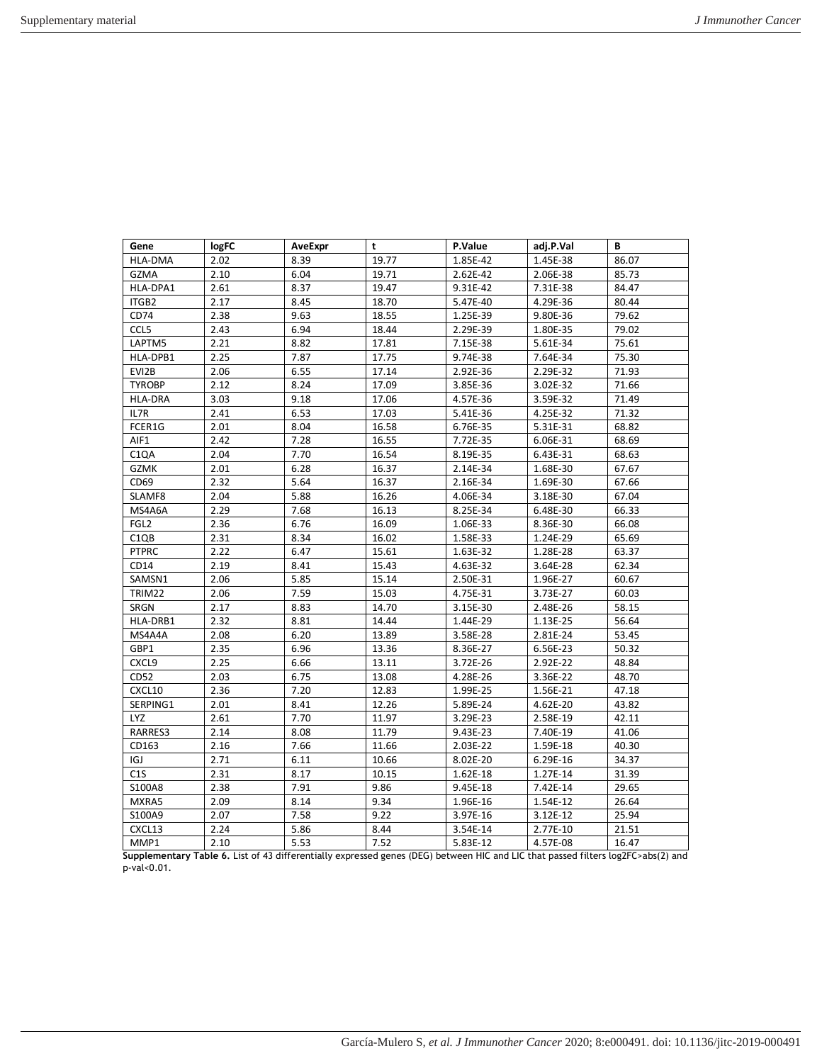| Gene | logFC | AveExpr | t | P.Value | adj.P.Val | B |
|---|---|---|---|---|---|---|
| HLA-DMA | 2.02 | 8.39 | 19.77 | 1.85E-42 | 1.45E-38 | 86.07 |
| GZMA | 2.10 | 6.04 | 19.71 | 2.62E-42 | 2.06E-38 | 85.73 |
| HLA-DPA1 | 2.61 | 8.37 | 19.47 | 9.31E-42 | 7.31E-38 | 84.47 |
| ITGB2 | 2.17 | 8.45 | 18.70 | 5.47E-40 | 4.29E-36 | 80.44 |
| CD74 | 2.38 | 9.63 | 18.55 | 1.25E-39 | 9.80E-36 | 79.62 |
| CCL5 | 2.43 | 6.94 | 18.44 | 2.29E-39 | 1.80E-35 | 79.02 |
| LAPTM5 | 2.21 | 8.82 | 17.81 | 7.15E-38 | 5.61E-34 | 75.61 |
| HLA-DPB1 | 2.25 | 7.87 | 17.75 | 9.74E-38 | 7.64E-34 | 75.30 |
| EVI2B | 2.06 | 6.55 | 17.14 | 2.92E-36 | 2.29E-32 | 71.93 |
| TYROBP | 2.12 | 8.24 | 17.09 | 3.85E-36 | 3.02E-32 | 71.66 |
| HLA-DRA | 3.03 | 9.18 | 17.06 | 4.57E-36 | 3.59E-32 | 71.49 |
| IL7R | 2.41 | 6.53 | 17.03 | 5.41E-36 | 4.25E-32 | 71.32 |
| FCER1G | 2.01 | 8.04 | 16.58 | 6.76E-35 | 5.31E-31 | 68.82 |
| AIF1 | 2.42 | 7.28 | 16.55 | 7.72E-35 | 6.06E-31 | 68.69 |
| C1QA | 2.04 | 7.70 | 16.54 | 8.19E-35 | 6.43E-31 | 68.63 |
| GZMK | 2.01 | 6.28 | 16.37 | 2.14E-34 | 1.68E-30 | 67.67 |
| CD69 | 2.32 | 5.64 | 16.37 | 2.16E-34 | 1.69E-30 | 67.66 |
| SLAMF8 | 2.04 | 5.88 | 16.26 | 4.06E-34 | 3.18E-30 | 67.04 |
| MS4A6A | 2.29 | 7.68 | 16.13 | 8.25E-34 | 6.48E-30 | 66.33 |
| FGL2 | 2.36 | 6.76 | 16.09 | 1.06E-33 | 8.36E-30 | 66.08 |
| C1QB | 2.31 | 8.34 | 16.02 | 1.58E-33 | 1.24E-29 | 65.69 |
| PTPRC | 2.22 | 6.47 | 15.61 | 1.63E-32 | 1.28E-28 | 63.37 |
| CD14 | 2.19 | 8.41 | 15.43 | 4.63E-32 | 3.64E-28 | 62.34 |
| SAMSN1 | 2.06 | 5.85 | 15.14 | 2.50E-31 | 1.96E-27 | 60.67 |
| TRIM22 | 2.06 | 7.59 | 15.03 | 4.75E-31 | 3.73E-27 | 60.03 |
| SRGN | 2.17 | 8.83 | 14.70 | 3.15E-30 | 2.48E-26 | 58.15 |
| HLA-DRB1 | 2.32 | 8.81 | 14.44 | 1.44E-29 | 1.13E-25 | 56.64 |
| MS4A4A | 2.08 | 6.20 | 13.89 | 3.58E-28 | 2.81E-24 | 53.45 |
| GBP1 | 2.35 | 6.96 | 13.36 | 8.36E-27 | 6.56E-23 | 50.32 |
| CXCL9 | 2.25 | 6.66 | 13.11 | 3.72E-26 | 2.92E-22 | 48.84 |
| CD52 | 2.03 | 6.75 | 13.08 | 4.28E-26 | 3.36E-22 | 48.70 |
| CXCL10 | 2.36 | 7.20 | 12.83 | 1.99E-25 | 1.56E-21 | 47.18 |
| SERPING1 | 2.01 | 8.41 | 12.26 | 5.89E-24 | 4.62E-20 | 43.82 |
| LYZ | 2.61 | 7.70 | 11.97 | 3.29E-23 | 2.58E-19 | 42.11 |
| RARRES3 | 2.14 | 8.08 | 11.79 | 9.43E-23 | 7.40E-19 | 41.06 |
| CD163 | 2.16 | 7.66 | 11.66 | 2.03E-22 | 1.59E-18 | 40.30 |
| IGJ | 2.71 | 6.11 | 10.66 | 8.02E-20 | 6.29E-16 | 34.37 |
| C1S | 2.31 | 8.17 | 10.15 | 1.62E-18 | 1.27E-14 | 31.39 |
| S100A8 | 2.38 | 7.91 | 9.86 | 9.45E-18 | 7.42E-14 | 29.65 |
| MXRA5 | 2.09 | 8.14 | 9.34 | 1.96E-16 | 1.54E-12 | 26.64 |
| S100A9 | 2.07 | 7.58 | 9.22 | 3.97E-16 | 3.12E-12 | 25.94 |
| CXCL13 | 2.24 | 5.86 | 8.44 | 3.54E-14 | 2.77E-10 | 21.51 |
| MMP1 | 2.10 | 5.53 | 7.52 | 5.83E-12 | 4.57E-08 | 16.47 |

**Supplementary Table 6.** List of 43 differentially expressed genes (DEG) between HIC and LIC that passed filters log2FC>abs(2) and p-val<0.01.